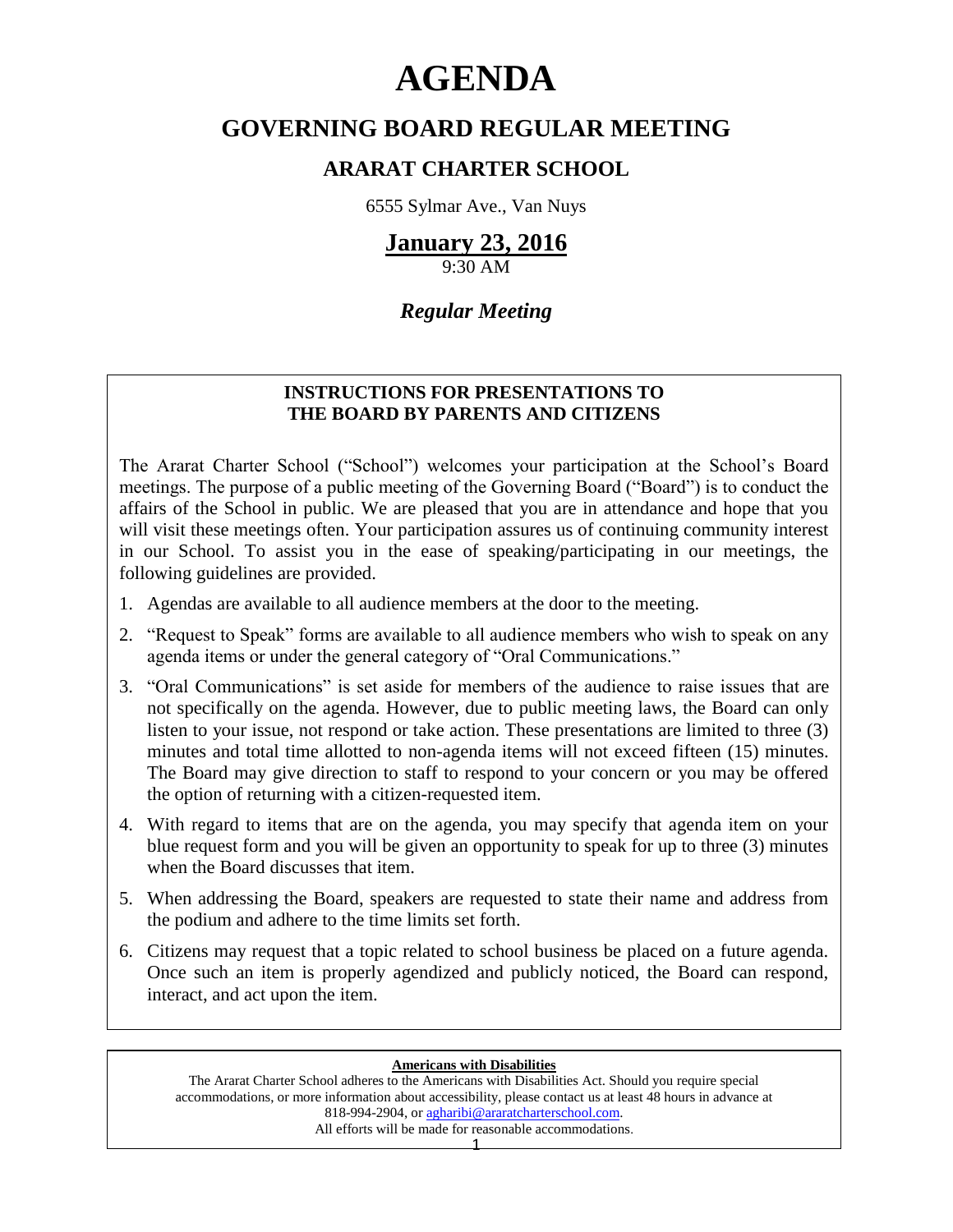# AGENDA

## GOVERNING BOARD REGULAR MEETING

### ARARAT CHARTER SCHOOL

6555 Sylmar Ave., Van Nuys

**January 23, 2016**

9:30 AM

***Regular Meeting***

**INSTRUCTIONS FOR PRESENTATIONS TO THE BOARD BY PARENTS AND CITIZENS**

The Ararat Charter School ("School") welcomes your participation at the School's Board meetings. The purpose of a public meeting of the Governing Board ("Board") is to conduct the affairs of the School in public. We are pleased that you are in attendance and hope that you will visit these meetings often. Your participation assures us of continuing community interest in our School. To assist you in the ease of speaking/participating in our meetings, the following guidelines are provided.

1. Agendas are available to all audience members at the door to the meeting.
2. "Request to Speak" forms are available to all audience members who wish to speak on any agenda items or under the general category of "Oral Communications."
3. "Oral Communications" is set aside for members of the audience to raise issues that are not specifically on the agenda. However, due to public meeting laws, the Board can only listen to your issue, not respond or take action. These presentations are limited to three (3) minutes and total time allotted to non-agenda items will not exceed fifteen (15) minutes. The Board may give direction to staff to respond to your concern or you may be offered the option of returning with a citizen-requested item.
4. With regard to items that are on the agenda, you may specify that agenda item on your blue request form and you will be given an opportunity to speak for up to three (3) minutes when the Board discusses that item.
5. When addressing the Board, speakers are requested to state their name and address from the podium and adhere to the time limits set forth.
6. Citizens may request that a topic related to school business be placed on a future agenda. Once such an item is properly agendized and publicly noticed, the Board can respond, interact, and act upon the item.

**Americans with Disabilities**

The Ararat Charter School adheres to the Americans with Disabilities Act. Should you require special accommodations, or more information about accessibility, please contact us at least 48 hours in advance at 818-994-2904, or agharibi@araratcharterschool.com.
All efforts will be made for reasonable accommodations.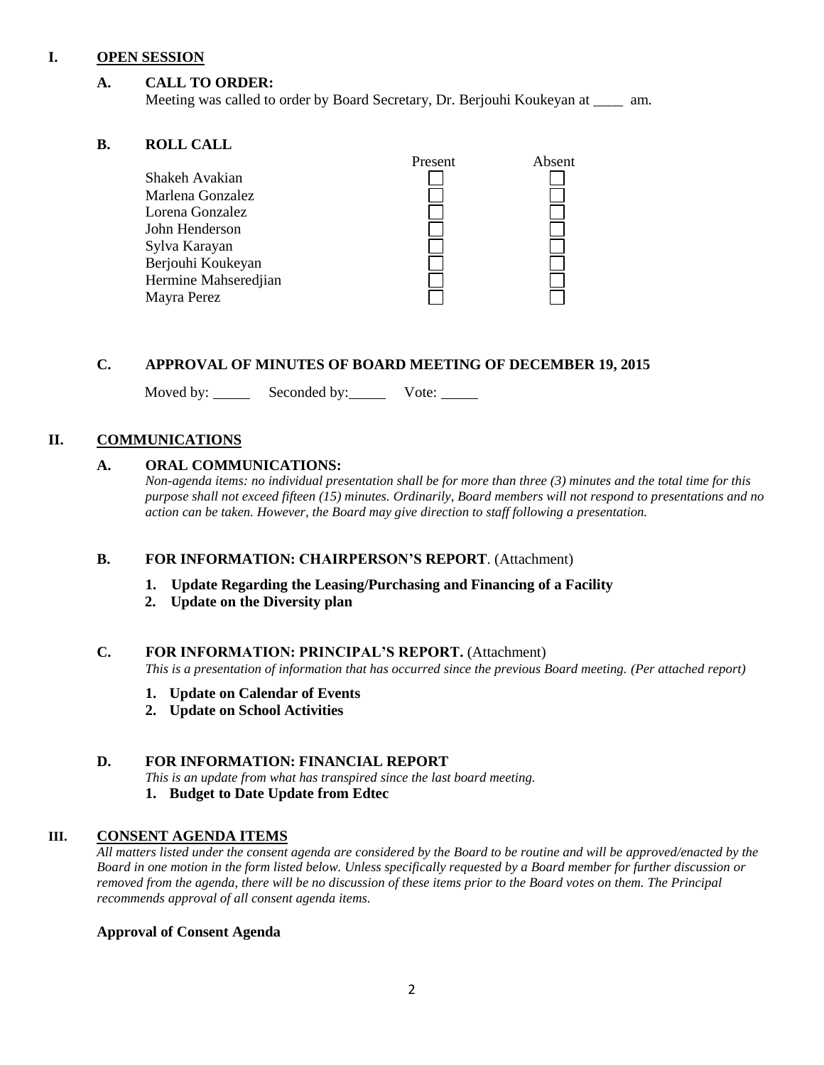## I. OPEN SESSION

### A. CALL TO ORDER:

Meeting was called to order by Board Secretary, Dr. Berjouhi Koukeyan at ____ am.

### B. ROLL CALL

| | Present | Absent |
|---|---|---|
| Shakeh Avakian | ☐ | ☐ |
| Marlena Gonzalez | ☐ | ☐ |
| Lorena Gonzalez | ☐ | ☐ |
| John Henderson | ☐ | ☐ |
| Sylva Karayan | ☐ | ☐ |
| Berjouhi Koukeyan | ☐ | ☐ |
| Hermine Mahseredjian | ☐ | ☐ |
| Mayra Perez | ☐ | ☐ |

### C. APPROVAL OF MINUTES OF BOARD MEETING OF DECEMBER 19, 2015

Moved by: _____ Seconded by: _____ Vote: _____

## II. COMMUNICATIONS

### A. ORAL COMMUNICATIONS:

*Non-agenda items: no individual presentation shall be for more than three (3) minutes and the total time for this purpose shall not exceed fifteen (15) minutes. Ordinarily, Board members will not respond to presentations and no action can be taken. However, the Board may give direction to staff following a presentation.*

### B. FOR INFORMATION: CHAIRPERSON'S REPORT. (Attachment)

1. **Update Regarding the Leasing/Purchasing and Financing of a Facility**
2. **Update on the Diversity plan**

### C. FOR INFORMATION: PRINCIPAL'S REPORT. (Attachment)

*This is a presentation of information that has occurred since the previous Board meeting. (Per attached report)*

1. **Update on Calendar of Events**
2. **Update on School Activities**

### D. FOR INFORMATION: FINANCIAL REPORT

*This is an update from what has transpired since the last board meeting.*

1. **Budget to Date Update from Edtec**

## III. CONSENT AGENDA ITEMS

*All matters listed under the consent agenda are considered by the Board to be routine and will be approved/enacted by the Board in one motion in the form listed below. Unless specifically requested by a Board member for further discussion or removed from the agenda, there will be no discussion of these items prior to the Board votes on them. The Principal recommends approval of all consent agenda items.*

**Approval of Consent Agenda**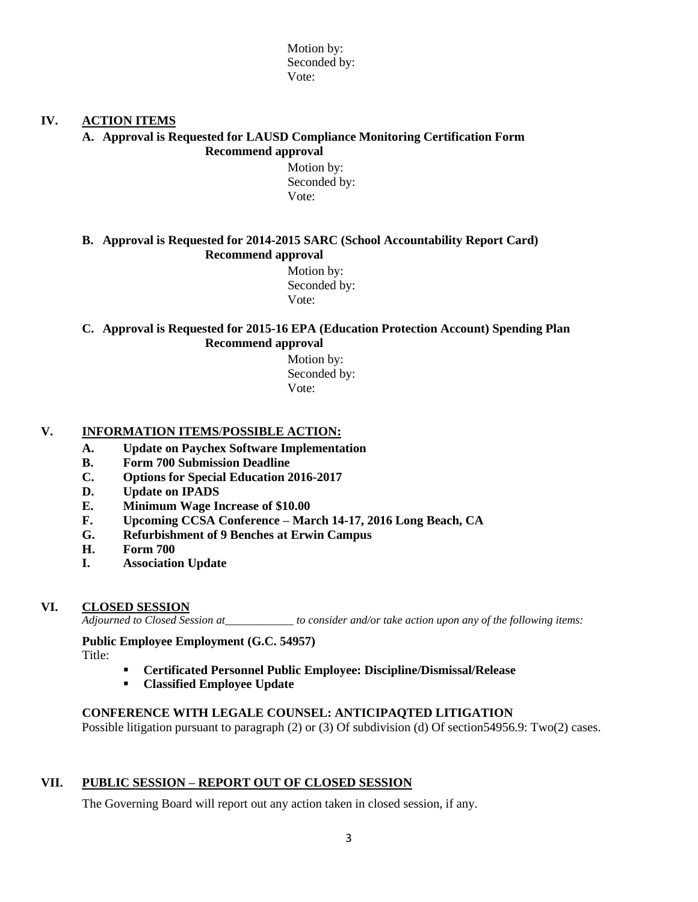Motion by:
Seconded by:
Vote:

## IV. ACTION ITEMS

**A. Approval is Requested for LAUSD Compliance Monitoring Certification Form**
**Recommend approval**

Motion by:
Seconded by:
Vote:

**B. Approval is Requested for 2014-2015 SARC (School Accountability Report Card)**
**Recommend approval**

Motion by:
Seconded by:
Vote:

**C. Approval is Requested for 2015-16 EPA (Education Protection Account) Spending Plan**
**Recommend approval**

Motion by:
Seconded by:
Vote:

## V. INFORMATION ITEMS/POSSIBLE ACTION:

**A. Update on Paychex Software Implementation**
**B. Form 700 Submission Deadline**
**C. Options for Special Education 2016-2017**
**D. Update on IPADS**
**E. Minimum Wage Increase of $10.00**
**F. Upcoming CCSA Conference – March 14-17, 2016 Long Beach, CA**
**G. Refurbishment of 9 Benches at Erwin Campus**
**H. Form 700**
**I. Association Update**

## VI. CLOSED SESSION

*Adjourned to Closed Session at____________ to consider and/or take action upon any of the following items:*

**Public Employee Employment (G.C. 54957)**
Title:

- **Certificated Personnel Public Employee: Discipline/Dismissal/Release**
- **Classified Employee Update**

**CONFERENCE WITH LEGALE COUNSEL: ANTICIPAQTED LITIGATION**
Possible litigation pursuant to paragraph (2) or (3) Of subdivision (d) Of section54956.9: Two(2) cases.

## VII. PUBLIC SESSION – REPORT OUT OF CLOSED SESSION

The Governing Board will report out any action taken in closed session, if any.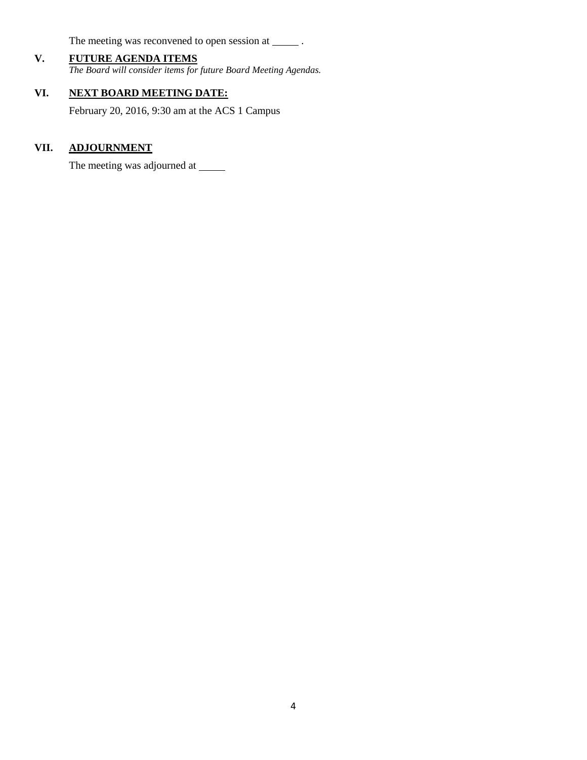The meeting was reconvened to open session at _____ .

## V. FUTURE AGENDA ITEMS

*The Board will consider items for future Board Meeting Agendas.*

## VI. NEXT BOARD MEETING DATE:

February 20, 2016, 9:30 am at the ACS 1 Campus

## VII. ADJOURNMENT

The meeting was adjourned at _____